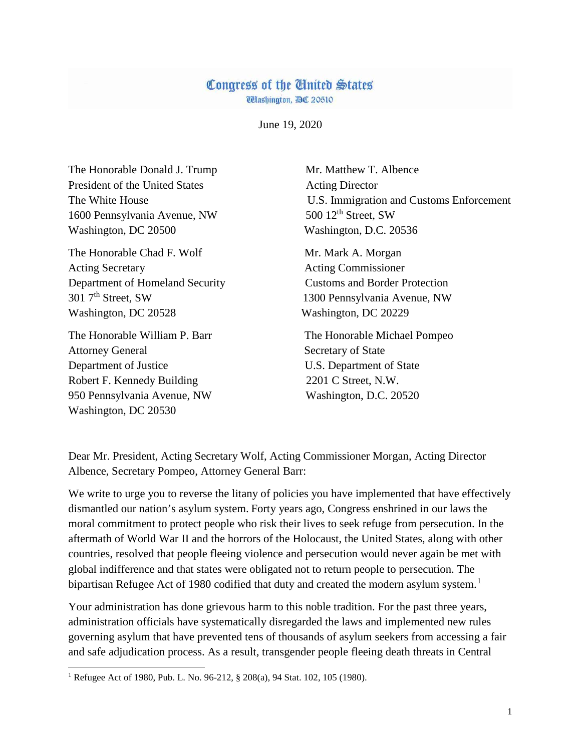Congress of the United States
Washington, DC 20510

June 19, 2020

The Honorable Donald J. Trump
President of the United States
The White House
1600 Pennsylvania Avenue, NW
Washington, DC 20500

Mr. Matthew T. Albence
Acting Director
U.S. Immigration and Customs Enforcement
500 12th Street, SW
Washington, D.C. 20536

The Honorable Chad F. Wolf
Acting Secretary
Department of Homeland Security
301 7th Street, SW
Washington, DC 20528

Mr. Mark A. Morgan
Acting Commissioner
Customs and Border Protection
1300 Pennsylvania Avenue, NW
Washington, DC 20229

The Honorable William P. Barr
Attorney General
Department of Justice
Robert F. Kennedy Building
950 Pennsylvania Avenue, NW
Washington, DC 20530

The Honorable Michael Pompeo
Secretary of State
U.S. Department of State
2201 C Street, N.W.
Washington, D.C. 20520

Dear Mr. President, Acting Secretary Wolf, Acting Commissioner Morgan, Acting Director Albence, Secretary Pompeo, Attorney General Barr:

We write to urge you to reverse the litany of policies you have implemented that have effectively dismantled our nation's asylum system. Forty years ago, Congress enshrined in our laws the moral commitment to protect people who risk their lives to seek refuge from persecution. In the aftermath of World War II and the horrors of the Holocaust, the United States, along with other countries, resolved that people fleeing violence and persecution would never again be met with global indifference and that states were obligated not to return people to persecution. The bipartisan Refugee Act of 1980 codified that duty and created the modern asylum system.[1]

Your administration has done grievous harm to this noble tradition. For the past three years, administration officials have systematically disregarded the laws and implemented new rules governing asylum that have prevented tens of thousands of asylum seekers from accessing a fair and safe adjudication process. As a result, transgender people fleeing death threats in Central

[1] Refugee Act of 1980, Pub. L. No. 96-212, § 208(a), 94 Stat. 102, 105 (1980).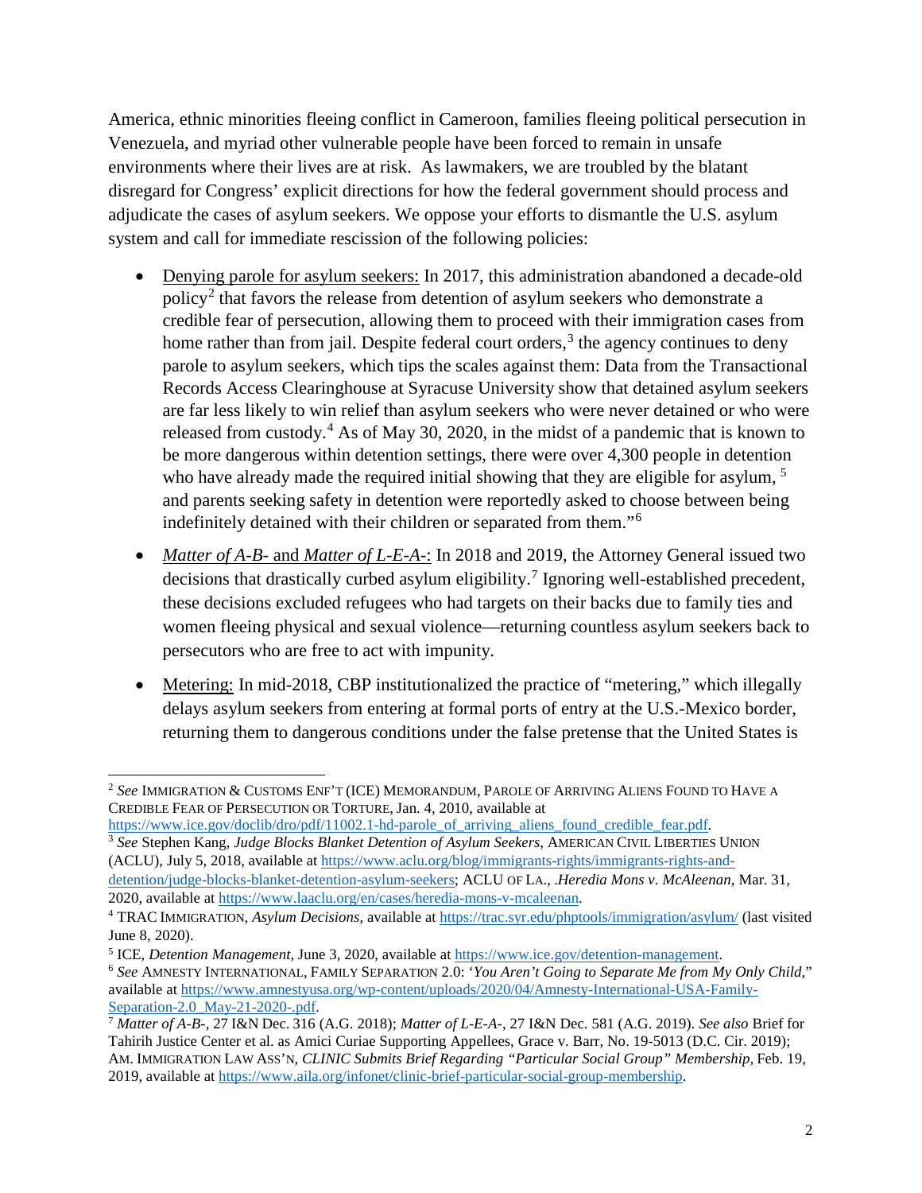America, ethnic minorities fleeing conflict in Cameroon, families fleeing political persecution in Venezuela, and myriad other vulnerable people have been forced to remain in unsafe environments where their lives are at risk. As lawmakers, we are troubled by the blatant disregard for Congress' explicit directions for how the federal government should process and adjudicate the cases of asylum seekers. We oppose your efforts to dismantle the U.S. asylum system and call for immediate rescission of the following policies:

- Denying parole for asylum seekers: In 2017, this administration abandoned a decade-old policy[2] that favors the release from detention of asylum seekers who demonstrate a credible fear of persecution, allowing them to proceed with their immigration cases from home rather than from jail. Despite federal court orders,[3] the agency continues to deny parole to asylum seekers, which tips the scales against them: Data from the Transactional Records Access Clearinghouse at Syracuse University show that detained asylum seekers are far less likely to win relief than asylum seekers who were never detained or who were released from custody.[4] As of May 30, 2020, in the midst of a pandemic that is known to be more dangerous within detention settings, there were over 4,300 people in detention who have already made the required initial showing that they are eligible for asylum, [5] and parents seeking safety in detention were reportedly asked to choose between being indefinitely detained with their children or separated from them."[6]

- *Matter of A-B-* and *Matter of L-E-A-*: In 2018 and 2019, the Attorney General issued two decisions that drastically curbed asylum eligibility.[7] Ignoring well-established precedent, these decisions excluded refugees who had targets on their backs due to family ties and women fleeing physical and sexual violence—returning countless asylum seekers back to persecutors who are free to act with impunity.

- Metering: In mid-2018, CBP institutionalized the practice of "metering," which illegally delays asylum seekers from entering at formal ports of entry at the U.S.-Mexico border, returning them to dangerous conditions under the false pretense that the United States is

---

[2] *See* IMMIGRATION & CUSTOMS ENF'T (ICE) MEMORANDUM, PAROLE OF ARRIVING ALIENS FOUND TO HAVE A CREDIBLE FEAR OF PERSECUTION OR TORTURE, Jan. 4, 2010, available at https://www.ice.gov/doclib/dro/pdf/11002.1-hd-parole_of_arriving_aliens_found_credible_fear.pdf.

[3] *See* Stephen Kang, *Judge Blocks Blanket Detention of Asylum Seekers*, AMERICAN CIVIL LIBERTIES UNION (ACLU), July 5, 2018, available at https://www.aclu.org/blog/immigrants-rights/immigrants-rights-and-detention/judge-blocks-blanket-detention-asylum-seekers; ACLU OF LA., .*Heredia Mons v. McAleenan*, Mar. 31, 2020, available at https://www.laaclu.org/en/cases/heredia-mons-v-mcaleenan.

[4] TRAC IMMIGRATION, *Asylum Decisions*, available at https://trac.syr.edu/phptools/immigration/asylum/ (last visited June 8, 2020).

[5] ICE, *Detention Management*, June 3, 2020, available at https://www.ice.gov/detention-management.

[6] *See* AMNESTY INTERNATIONAL, FAMILY SEPARATION 2.0: '*You Aren't Going to Separate Me from My Only Child*," available at https://www.amnestyusa.org/wp-content/uploads/2020/04/Amnesty-International-USA-Family-Separation-2.0_May-21-2020-.pdf.

[7] *Matter of A-B-*, 27 I&N Dec. 316 (A.G. 2018); *Matter of L-E-A-*, 27 I&N Dec. 581 (A.G. 2019). *See also* Brief for Tahirih Justice Center et al. as Amici Curiae Supporting Appellees, Grace v. Barr, No. 19-5013 (D.C. Cir. 2019); AM. IMMIGRATION LAW ASS'N, *CLINIC Submits Brief Regarding "Particular Social Group" Membership*, Feb. 19, 2019, available at https://www.aila.org/infonet/clinic-brief-particular-social-group-membership.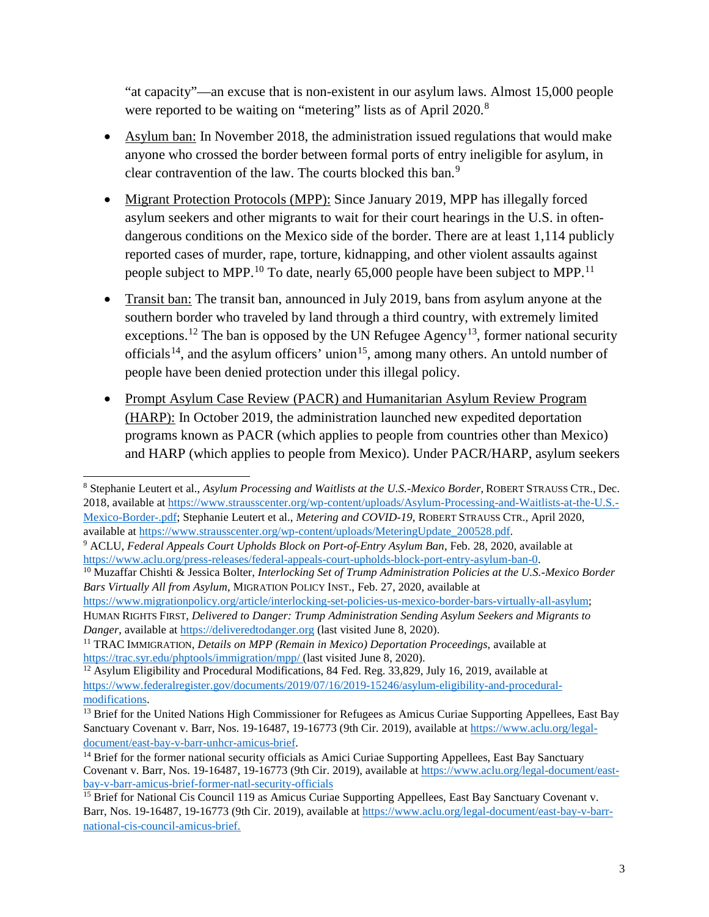"at capacity"—an excuse that is non-existent in our asylum laws. Almost 15,000 people were reported to be waiting on "metering" lists as of April 2020.[8]

- Asylum ban: In November 2018, the administration issued regulations that would make anyone who crossed the border between formal ports of entry ineligible for asylum, in clear contravention of the law. The courts blocked this ban.[9]

- Migrant Protection Protocols (MPP): Since January 2019, MPP has illegally forced asylum seekers and other migrants to wait for their court hearings in the U.S. in often-dangerous conditions on the Mexico side of the border. There are at least 1,114 publicly reported cases of murder, rape, torture, kidnapping, and other violent assaults against people subject to MPP.[10] To date, nearly 65,000 people have been subject to MPP.[11]

- Transit ban: The transit ban, announced in July 2019, bans from asylum anyone at the southern border who traveled by land through a third country, with extremely limited exceptions.[12] The ban is opposed by the UN Refugee Agency[13], former national security officials[14], and the asylum officers' union[15], among many others. An untold number of people have been denied protection under this illegal policy.

- Prompt Asylum Case Review (PACR) and Humanitarian Asylum Review Program (HARP): In October 2019, the administration launched new expedited deportation programs known as PACR (which applies to people from countries other than Mexico) and HARP (which applies to people from Mexico). Under PACR/HARP, asylum seekers

---

[8] Stephanie Leutert et al., *Asylum Processing and Waitlists at the U.S.-Mexico Border*, ROBERT STRAUSS CTR., Dec. 2018, available at https://www.strausscenter.org/wp-content/uploads/Asylum-Processing-and-Waitlists-at-the-U.S.-Mexico-Border-.pdf; Stephanie Leutert et al., *Metering and COVID-19*, ROBERT STRAUSS CTR., April 2020, available at https://www.strausscenter.org/wp-content/uploads/MeteringUpdate_200528.pdf.

[9] ACLU, *Federal Appeals Court Upholds Block on Port-of-Entry Asylum Ban*, Feb. 28, 2020, available at https://www.aclu.org/press-releases/federal-appeals-court-upholds-block-port-entry-asylum-ban-0.

[10] Muzaffar Chishti & Jessica Bolter, *Interlocking Set of Trump Administration Policies at the U.S.-Mexico Border Bars Virtually All from Asylum*, MIGRATION POLICY INST., Feb. 27, 2020, available at https://www.migrationpolicy.org/article/interlocking-set-policies-us-mexico-border-bars-virtually-all-asylum; HUMAN RIGHTS FIRST, *Delivered to Danger: Trump Administration Sending Asylum Seekers and Migrants to Danger*, available at https://deliveredtodanger.org (last visited June 8, 2020).

[11] TRAC IMMIGRATION, *Details on MPP (Remain in Mexico) Deportation Proceedings*, available at https://trac.syr.edu/phptools/immigration/mpp/ (last visited June 8, 2020).

[12] Asylum Eligibility and Procedural Modifications, 84 Fed. Reg. 33,829, July 16, 2019, available at https://www.federalregister.gov/documents/2019/07/16/2019-15246/asylum-eligibility-and-procedural-modifications.

[13] Brief for the United Nations High Commissioner for Refugees as Amicus Curiae Supporting Appellees, East Bay Sanctuary Covenant v. Barr, Nos. 19-16487, 19-16773 (9th Cir. 2019), available at https://www.aclu.org/legal-document/east-bay-v-barr-unhcr-amicus-brief.

[14] Brief for the former national security officials as Amici Curiae Supporting Appellees, East Bay Sanctuary Covenant v. Barr, Nos. 19-16487, 19-16773 (9th Cir. 2019), available at https://www.aclu.org/legal-document/east-bay-v-barr-amicus-brief-former-natl-security-officials

[15] Brief for National Cis Council 119 as Amicus Curiae Supporting Appellees, East Bay Sanctuary Covenant v. Barr, Nos. 19-16487, 19-16773 (9th Cir. 2019), available at https://www.aclu.org/legal-document/east-bay-v-barr-national-cis-council-amicus-brief.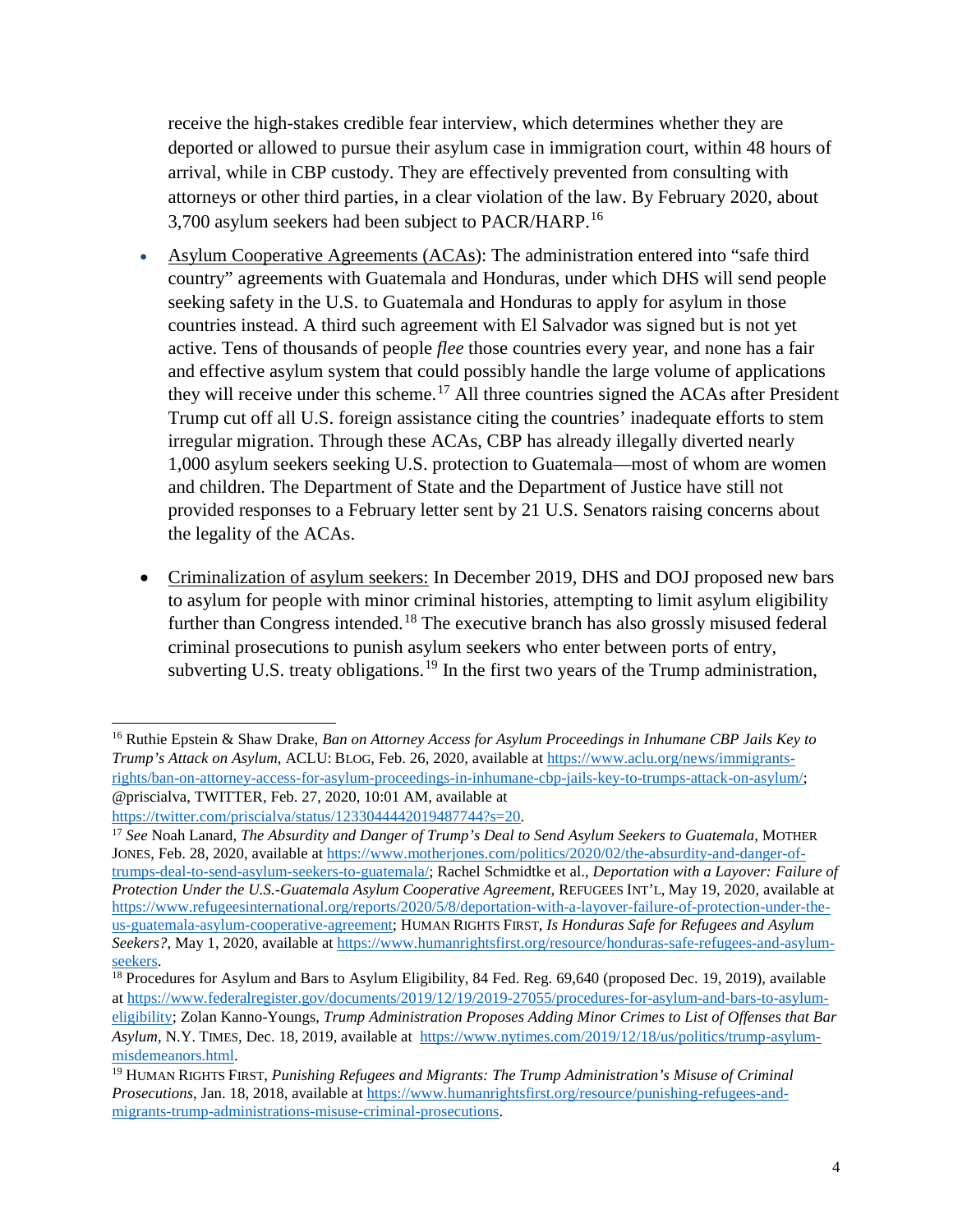receive the high-stakes credible fear interview, which determines whether they are deported or allowed to pursue their asylum case in immigration court, within 48 hours of arrival, while in CBP custody. They are effectively prevented from consulting with attorneys or other third parties, in a clear violation of the law. By February 2020, about 3,700 asylum seekers had been subject to PACR/HARP.[16]

- Asylum Cooperative Agreements (ACAs): The administration entered into "safe third country" agreements with Guatemala and Honduras, under which DHS will send people seeking safety in the U.S. to Guatemala and Honduras to apply for asylum in those countries instead. A third such agreement with El Salvador was signed but is not yet active. Tens of thousands of people *flee* those countries every year, and none has a fair and effective asylum system that could possibly handle the large volume of applications they will receive under this scheme.[17] All three countries signed the ACAs after President Trump cut off all U.S. foreign assistance citing the countries' inadequate efforts to stem irregular migration. Through these ACAs, CBP has already illegally diverted nearly 1,000 asylum seekers seeking U.S. protection to Guatemala—most of whom are women and children. The Department of State and the Department of Justice have still not provided responses to a February letter sent by 21 U.S. Senators raising concerns about the legality of the ACAs.

- Criminalization of asylum seekers: In December 2019, DHS and DOJ proposed new bars to asylum for people with minor criminal histories, attempting to limit asylum eligibility further than Congress intended.[18] The executive branch has also grossly misused federal criminal prosecutions to punish asylum seekers who enter between ports of entry, subverting U.S. treaty obligations.[19] In the first two years of the Trump administration,

---

[16] Ruthie Epstein & Shaw Drake, *Ban on Attorney Access for Asylum Proceedings in Inhumane CBP Jails Key to Trump's Attack on Asylum*, ACLU: BLOG, Feb. 26, 2020, available at https://www.aclu.org/news/immigrants-rights/ban-on-attorney-access-for-asylum-proceedings-in-inhumane-cbp-jails-key-to-trumps-attack-on-asylum/; @priscialva, TWITTER, Feb. 27, 2020, 10:01 AM, available at https://twitter.com/priscialva/status/1233044442019487744?s=20.

[17] *See* Noah Lanard, *The Absurdity and Danger of Trump's Deal to Send Asylum Seekers to Guatemala*, MOTHER JONES, Feb. 28, 2020, available at https://www.motherjones.com/politics/2020/02/the-absurdity-and-danger-of-trumps-deal-to-send-asylum-seekers-to-guatemala/; Rachel Schmidtke et al., *Deportation with a Layover: Failure of Protection Under the U.S.-Guatemala Asylum Cooperative Agreement*, REFUGEES INT'L, May 19, 2020, available at https://www.refugeesinternational.org/reports/2020/5/8/deportation-with-a-layover-failure-of-protection-under-the-us-guatemala-asylum-cooperative-agreement; HUMAN RIGHTS FIRST, *Is Honduras Safe for Refugees and Asylum Seekers?*, May 1, 2020, available at https://www.humanrightsfirst.org/resource/honduras-safe-refugees-and-asylum-seekers.

[18] Procedures for Asylum and Bars to Asylum Eligibility, 84 Fed. Reg. 69,640 (proposed Dec. 19, 2019), available at https://www.federalregister.gov/documents/2019/12/19/2019-27055/procedures-for-asylum-and-bars-to-asylum-eligibility; Zolan Kanno-Youngs, *Trump Administration Proposes Adding Minor Crimes to List of Offenses that Bar Asylum*, N.Y. TIMES, Dec. 18, 2019, available at https://www.nytimes.com/2019/12/18/us/politics/trump-asylum-misdemeanors.html.

[19] HUMAN RIGHTS FIRST, *Punishing Refugees and Migrants: The Trump Administration's Misuse of Criminal Prosecutions*, Jan. 18, 2018, available at https://www.humanrightsfirst.org/resource/punishing-refugees-and-migrants-trump-administrations-misuse-criminal-prosecutions.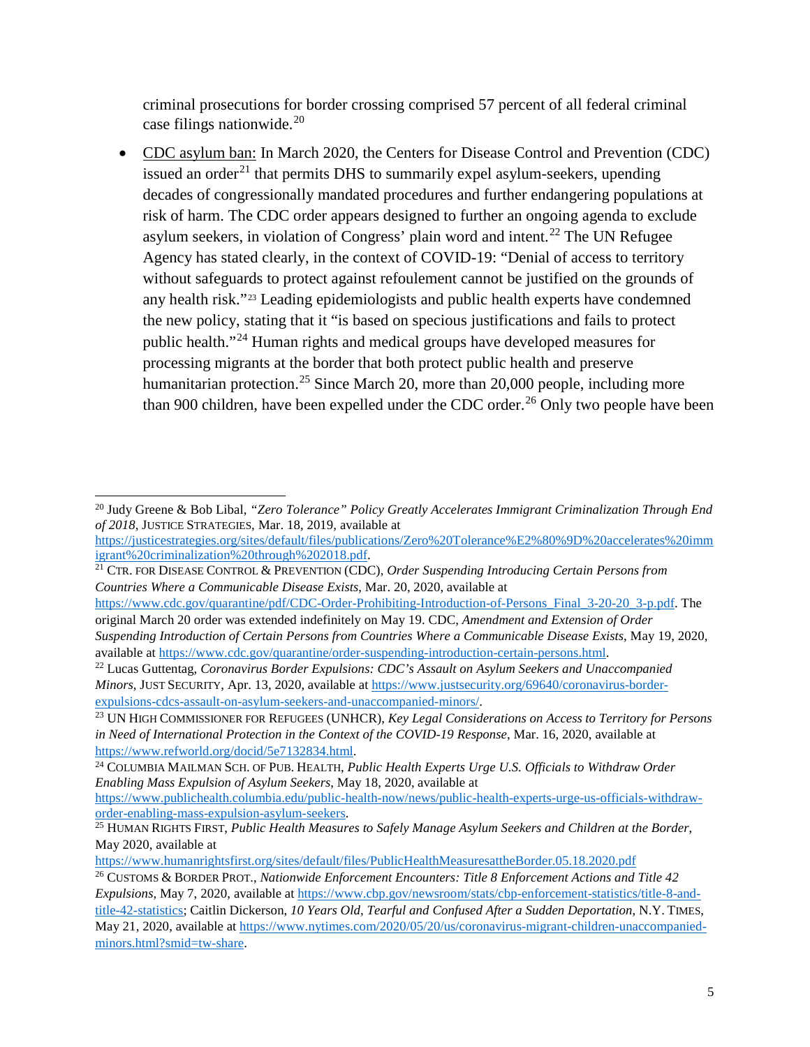criminal prosecutions for border crossing comprised 57 percent of all federal criminal case filings nationwide.[20]

- CDC asylum ban: In March 2020, the Centers for Disease Control and Prevention (CDC) issued an order[21] that permits DHS to summarily expel asylum-seekers, upending decades of congressionally mandated procedures and further endangering populations at risk of harm. The CDC order appears designed to further an ongoing agenda to exclude asylum seekers, in violation of Congress' plain word and intent.[22] The UN Refugee Agency has stated clearly, in the context of COVID-19: "Denial of access to territory without safeguards to protect against refoulement cannot be justified on the grounds of any health risk."[23] Leading epidemiologists and public health experts have condemned the new policy, stating that it "is based on specious justifications and fails to protect public health."[24] Human rights and medical groups have developed measures for processing migrants at the border that both protect public health and preserve humanitarian protection.[25] Since March 20, more than 20,000 people, including more than 900 children, have been expelled under the CDC order.[26] Only two people have been

---

[20] Judy Greene & Bob Libal, *"Zero Tolerance" Policy Greatly Accelerates Immigrant Criminalization Through End of 2018*, JUSTICE STRATEGIES, Mar. 18, 2019, available at https://justicestrategies.org/sites/default/files/publications/Zero%20Tolerance%E2%80%9D%20accelerates%20immigrant%20criminalization%20through%202018.pdf.

[21] CTR. FOR DISEASE CONTROL & PREVENTION (CDC), *Order Suspending Introducing Certain Persons from Countries Where a Communicable Disease Exists*, Mar. 20, 2020, available at https://www.cdc.gov/quarantine/pdf/CDC-Order-Prohibiting-Introduction-of-Persons_Final_3-20-20_3-p.pdf. The original March 20 order was extended indefinitely on May 19. CDC, *Amendment and Extension of Order Suspending Introduction of Certain Persons from Countries Where a Communicable Disease Exists*, May 19, 2020, available at https://www.cdc.gov/quarantine/order-suspending-introduction-certain-persons.html.

[22] Lucas Guttentag, *Coronavirus Border Expulsions: CDC's Assault on Asylum Seekers and Unaccompanied Minors*, JUST SECURITY, Apr. 13, 2020, available at https://www.justsecurity.org/69640/coronavirus-border-expulsions-cdcs-assault-on-asylum-seekers-and-unaccompanied-minors/.

[23] UN HIGH COMMISSIONER FOR REFUGEES (UNHCR), *Key Legal Considerations on Access to Territory for Persons in Need of International Protection in the Context of the COVID-19 Response*, Mar. 16, 2020, available at https://www.refworld.org/docid/5e7132834.html.

[24] COLUMBIA MAILMAN SCH. OF PUB. HEALTH, *Public Health Experts Urge U.S. Officials to Withdraw Order Enabling Mass Expulsion of Asylum Seekers*, May 18, 2020, available at https://www.publichealth.columbia.edu/public-health-now/news/public-health-experts-urge-us-officials-withdraw-order-enabling-mass-expulsion-asylum-seekers.

[25] HUMAN RIGHTS FIRST, *Public Health Measures to Safely Manage Asylum Seekers and Children at the Border,* May 2020, available at https://www.humanrightsfirst.org/sites/default/files/PublicHealthMeasuresattheBorder.05.18.2020.pdf

[26] CUSTOMS & BORDER PROT., *Nationwide Enforcement Encounters: Title 8 Enforcement Actions and Title 42 Expulsions*, May 7, 2020, available at https://www.cbp.gov/newsroom/stats/cbp-enforcement-statistics/title-8-and-title-42-statistics; Caitlin Dickerson, *10 Years Old, Tearful and Confused After a Sudden Deportation*, N.Y. TIMES, May 21, 2020, available at https://www.nytimes.com/2020/05/20/us/coronavirus-migrant-children-unaccompanied-minors.html?smid=tw-share.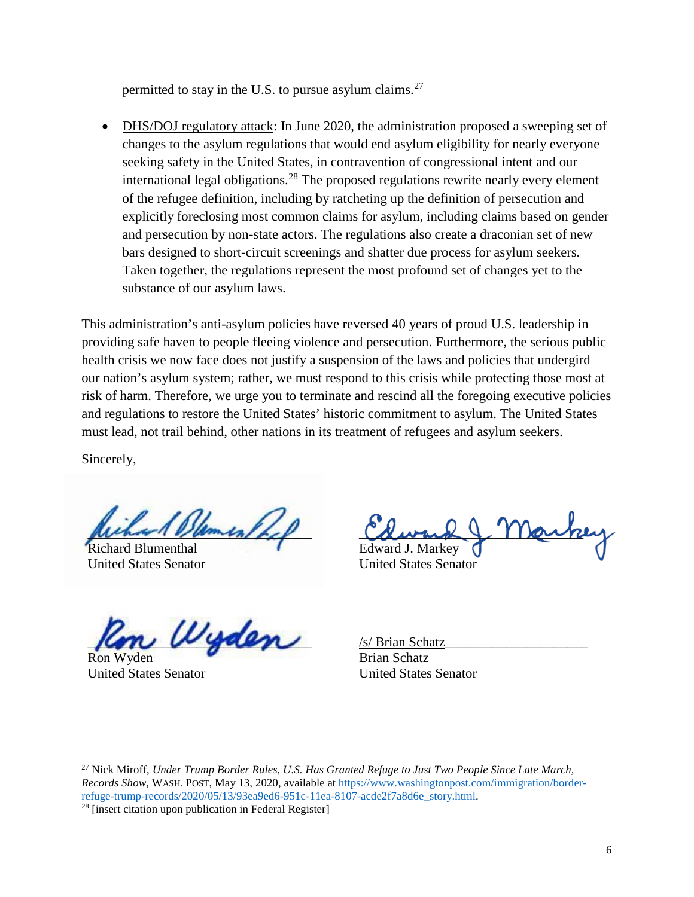permitted to stay in the U.S. to pursue asylum claims.[27]

- DHS/DOJ regulatory attack: In June 2020, the administration proposed a sweeping set of changes to the asylum regulations that would end asylum eligibility for nearly everyone seeking safety in the United States, in contravention of congressional intent and our international legal obligations.[28] The proposed regulations rewrite nearly every element of the refugee definition, including by ratcheting up the definition of persecution and explicitly foreclosing most common claims for asylum, including claims based on gender and persecution by non-state actors. The regulations also create a draconian set of new bars designed to short-circuit screenings and shatter due process for asylum seekers. Taken together, the regulations represent the most profound set of changes yet to the substance of our asylum laws.

This administration's anti-asylum policies have reversed 40 years of proud U.S. leadership in providing safe haven to people fleeing violence and persecution. Furthermore, the serious public health crisis we now face does not justify a suspension of the laws and policies that undergird our nation's asylum system; rather, we must respond to this crisis while protecting those most at risk of harm. Therefore, we urge you to terminate and rescind all the foregoing executive policies and regulations to restore the United States' historic commitment to asylum. The United States must lead, not trail behind, other nations in its treatment of refugees and asylum seekers.

Sincerely,

Richard Blumenthal
United States Senator

Edward J. Markey
United States Senator

Ron Wyden
United States Senator

/s/ Brian Schatz
Brian Schatz
United States Senator

---

[27] Nick Miroff, *Under Trump Border Rules, U.S. Has Granted Refuge to Just Two People Since Late March, Records Show*, WASH. POST, May 13, 2020, available at https://www.washingtonpost.com/immigration/border-refuge-trump-records/2020/05/13/93ea9ed6-951c-11ea-8107-acde2f7a8d6e_story.html.

[28] [insert citation upon publication in Federal Register]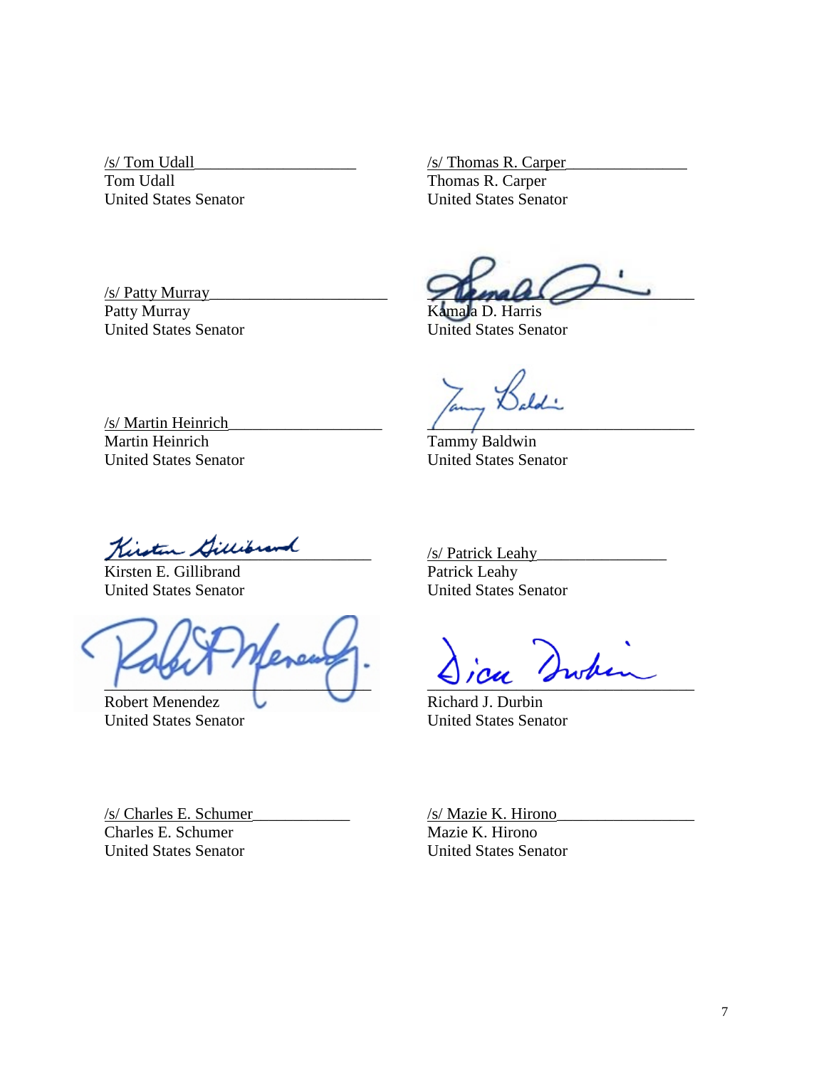/s/ Tom Udall
Tom Udall
United States Senator

/s/ Thomas R. Carper
Thomas R. Carper
United States Senator

/s/ Patty Murray
Patty Murray
United States Senator

Kamala D. Harris
United States Senator

/s/ Martin Heinrich
Martin Heinrich
United States Senator

Tammy Baldwin
United States Senator

Kirsten E. Gillibrand
United States Senator

/s/ Patrick Leahy
Patrick Leahy
United States Senator

Robert Menendez
United States Senator

Richard J. Durbin
United States Senator

/s/ Charles E. Schumer
Charles E. Schumer
United States Senator

/s/ Mazie K. Hirono
Mazie K. Hirono
United States Senator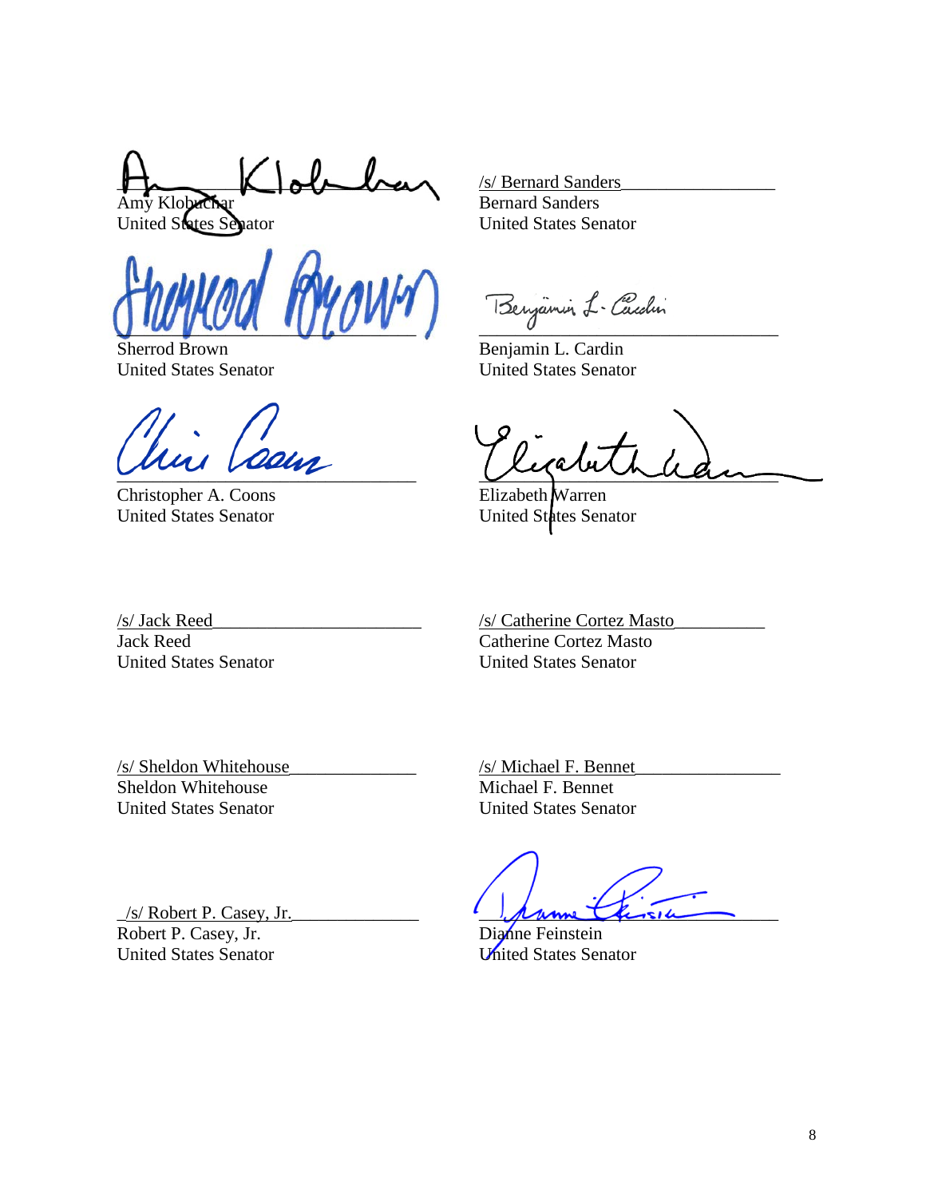Amy Klobuchar
United States Senator

/s/ Bernard Sanders
Bernard Sanders
United States Senator

Sherrod Brown
United States Senator

Benjamin L. Cardin
United States Senator

Christopher A. Coons
United States Senator

Elizabeth Warren
United States Senator

/s/ Jack Reed
Jack Reed
United States Senator

/s/ Catherine Cortez Masto
Catherine Cortez Masto
United States Senator

/s/ Sheldon Whitehouse
Sheldon Whitehouse
United States Senator

/s/ Michael F. Bennet
Michael F. Bennet
United States Senator

/s/ Robert P. Casey, Jr.
Robert P. Casey, Jr.
United States Senator

Dianne Feinstein
United States Senator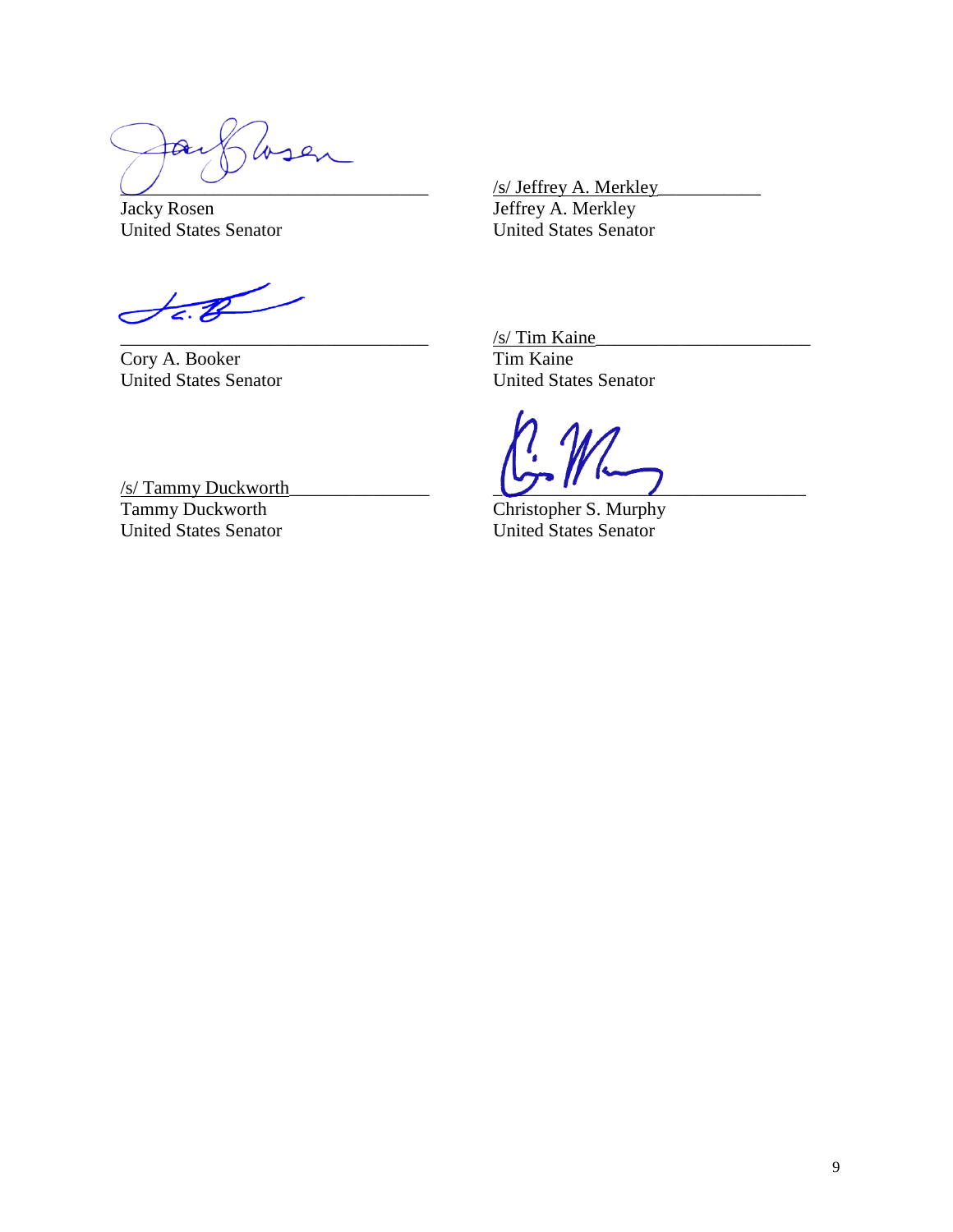Jacky Rosen
United States Senator

/s/ Jeffrey A. Merkley
Jeffrey A. Merkley
United States Senator

Cory A. Booker
United States Senator

/s/ Tim Kaine
Tim Kaine
United States Senator

/s/ Tammy Duckworth
Tammy Duckworth
United States Senator

Christopher S. Murphy
United States Senator